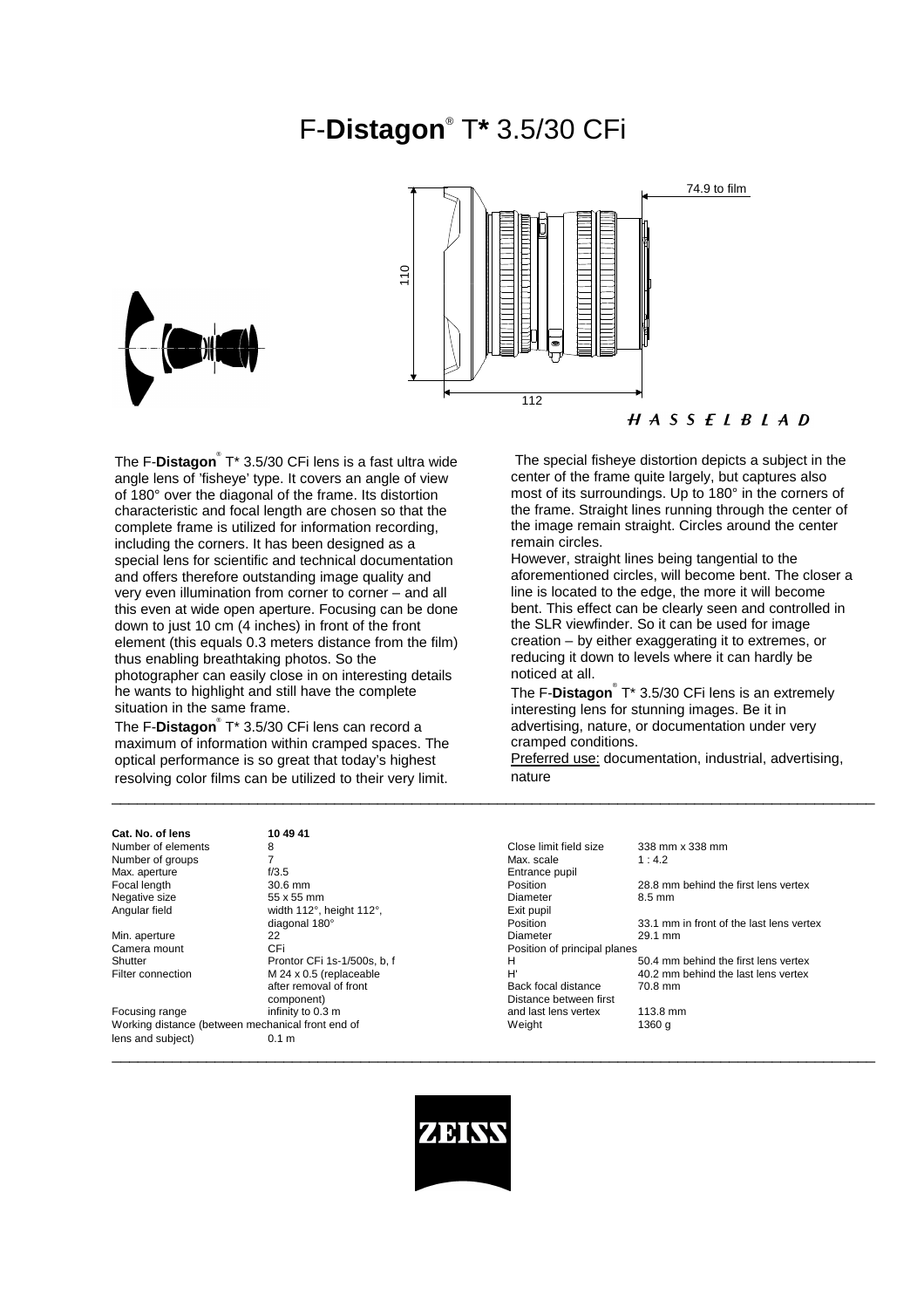# F-**Distagon**® T* 3.5/30 CFi

74.9 to film

110

112

HASSELBLAD

The F-**Distagon**® T* 3.5/30 CFi lens is a fast ultra wide angle lens of 'fisheye' type. It covers an angle of view of 180° over the diagonal of the frame. Its distortion characteristic and focal length are chosen so that the complete frame is utilized for information recording, including the corners. It has been designed as a special lens for scientific and technical documentation and offers therefore outstanding image quality and very even illumination from corner to corner – and all this even at wide open aperture. Focusing can be done down to just 10 cm (4 inches) in front of the front element (this equals 0.3 meters distance from the film) thus enabling breathtaking photos. So the photographer can easily close in on interesting details he wants to highlight and still have the complete situation in the same frame.

The F-**Distagon**® T* 3.5/30 CFi lens can record a maximum of information within cramped spaces. The optical performance is so great that today's highest resolving color films can be utilized to their very limit.

The special fisheye distortion depicts a subject in the center of the frame quite largely, but captures also most of its surroundings. Up to 180° in the corners of the frame. Straight lines running through the center of the image remain straight. Circles around the center remain circles.

However, straight lines being tangential to the aforementioned circles, will become bent. The closer a line is located to the edge, the more it will become bent. This effect can be clearly seen and controlled in the SLR viewfinder. So it can be used for image creation – by either exaggerating it to extremes, or reducing it down to levels where it can hardly be noticed at all.

The F-**Distagon**® T* 3.5/30 CFi lens is an extremely interesting lens for stunning images. Be it in advertising, nature, or documentation under very cramped conditions.

Preferred use: documentation, industrial, advertising, nature

---

| **Cat. No. of lens** | **10 49 41** |
|---|---|
| Number of elements | 8 |
| Number of groups | 7 |
| Max. aperture | f/3.5 |
| Focal length | 30.6 mm |
| Negative size | 55 x 55 mm |
| Angular field | width 112°, height 112°, diagonal 180° |
| Min. aperture | 22 |
| Camera mount | CFi |
| Shutter | Prontor CFi 1s-1/500s, b, f |
| Filter connection | M 24 x 0.5 (replaceable after removal of front component) |
| Focusing range | infinity to 0.3 m |
| Working distance (between mechanical front end of lens and subject) | 0.1 m |

| | |
|---|---|
| Close limit field size | 338 mm x 338 mm |
| Max. scale | 1 : 4.2 |
| Entrance pupil | |
| Position | 28.8 mm behind the first lens vertex |
| Diameter | 8.5 mm |
| Exit pupil | |
| Position | 33.1 mm in front of the last lens vertex |
| Diameter | 29.1 mm |
| Position of principal planes | |
| H | 50.4 mm behind the first lens vertex |
| H' | 40.2 mm behind the last lens vertex |
| Back focal distance | 70.8 mm |
| Distance between first and last lens vertex | 113.8 mm |
| Weight | 1360 g |

---

ZEISS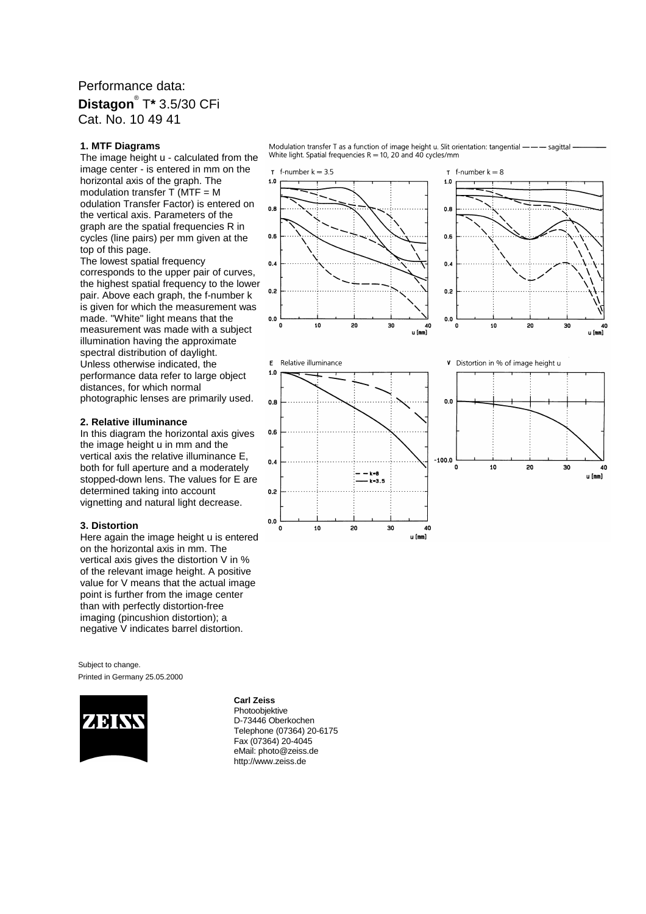Performance data:

**Distagon**® T* 3.5/30 CFi

Cat. No. 10 49 41

### 1. MTF Diagrams

The image height u - calculated from the image center - is entered in mm on the horizontal axis of the graph. The modulation transfer T (MTF = Modulation Transfer Factor) is entered on the vertical axis. Parameters of the graph are the spatial frequencies R in cycles (line pairs) per mm given at the top of this page.
The lowest spatial frequency corresponds to the upper pair of curves, the highest spatial frequency to the lower pair. Above each graph, the f-number k is given for which the measurement was made. "White" light means that the measurement was made with a subject illumination having the approximate spectral distribution of daylight.
Unless otherwise indicated, the performance data refer to large object distances, for which normal photographic lenses are primarily used.

### 2. Relative illuminance

In this diagram the horizontal axis gives the image height u in mm and the vertical axis the relative illuminance E, both for full aperture and a moderately stopped-down lens. The values for E are determined taking into account vignetting and natural light decrease.

### 3. Distortion

Here again the image height u is entered on the horizontal axis in mm. The vertical axis gives the distortion V in % of the relevant image height. A positive value for V means that the actual image point is further from the image center than with perfectly distortion-free imaging (pincushion distortion); a negative V indicates barrel distortion.

Modulation transfer T as a function of image height u. Slit orientation: tangential — — — sagittal ———
White light. Spatial frequencies R = 10, 20 and 40 cycles/mm

T f-number k = 3.5
1.0
0.8
0.6
0.4
0.2
0.0
0 10 20 30 40
u [mm]

T f-number k = 8
1.0
0.8
0.6
0.4
0.2
0.0
0 10 20 30 40
u [mm]

E Relative illuminance
1.0
0.8
0.6
0.4
0.2
0.0
0 10 20 30 40
u [mm]
k=8
k=3.5

V Distortion in % of image height u
0.0
-100.0
0 10 20 30 40
u [mm]

Subject to change.
Printed in Germany 25.05.2000

ZEISS

**Carl Zeiss**
Photoobjektive
D-73446 Oberkochen
Telephone (07364) 20-6175
Fax (07364) 20-4045
eMail: photo@zeiss.de
http://www.zeiss.de